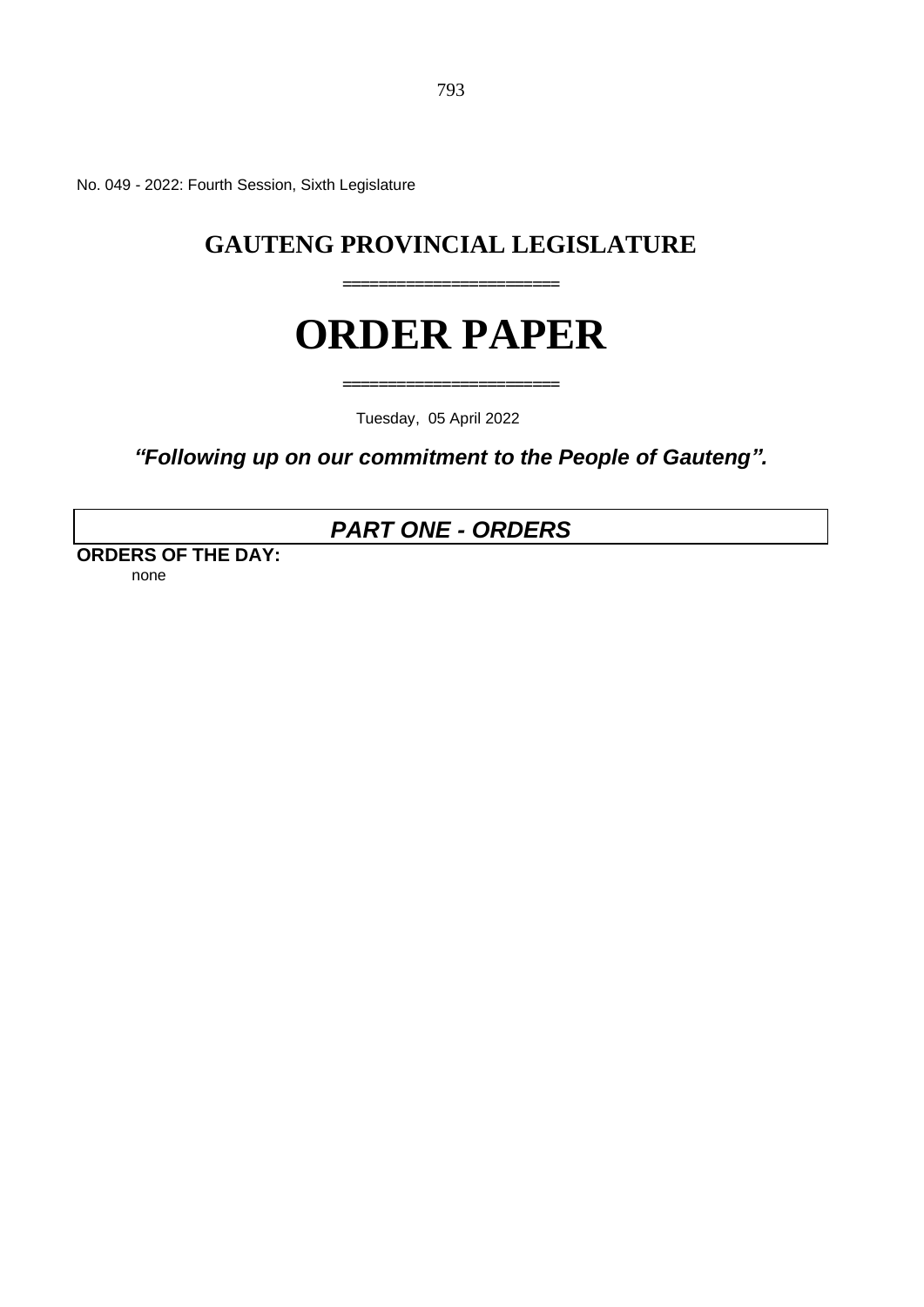No. 049 - 2022: Fourth Session, Sixth Legislature

# GAUTENG PROVINCIAL LEGISLATURE

# ORDER PAPER

Tuesday, 05 April 2022

***"Following up on our commitment to the People of Gauteng".***

## *PART ONE - ORDERS*

**ORDERS OF THE DAY:**

none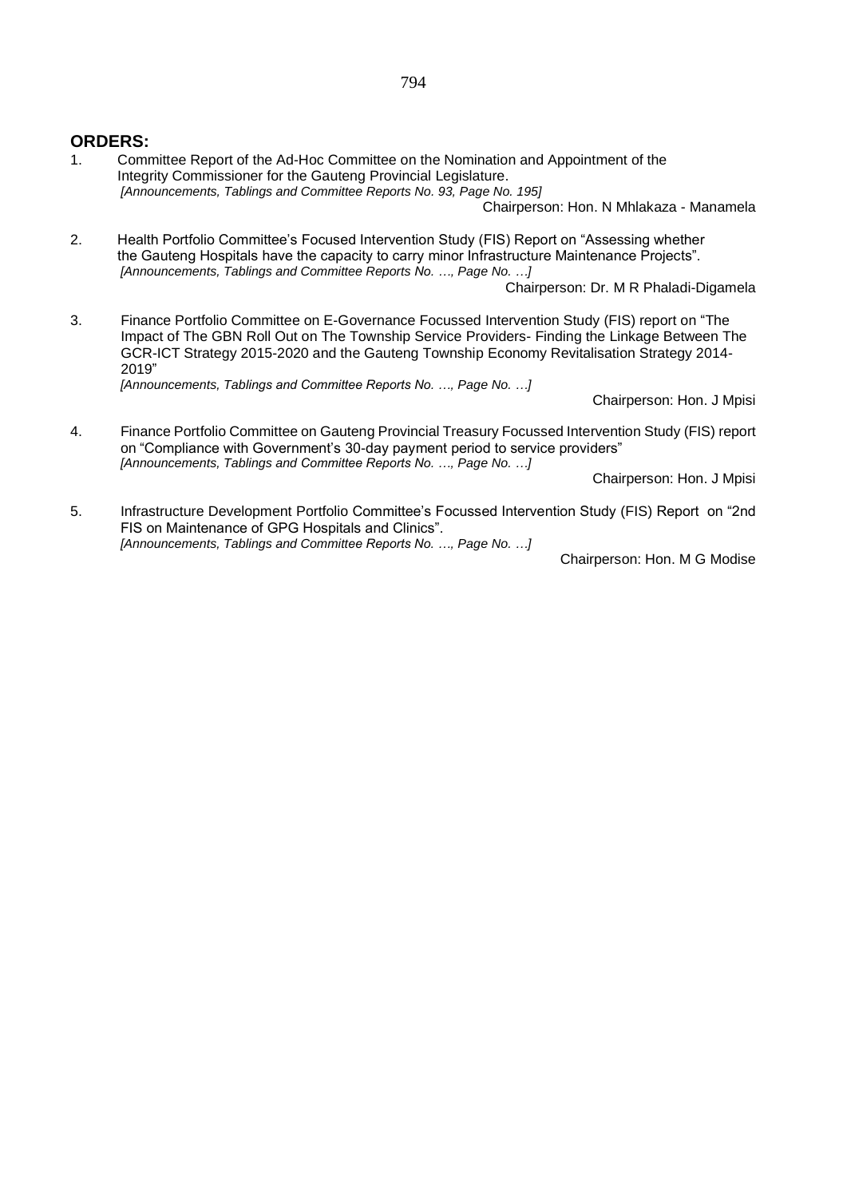**ORDERS:**

1. Committee Report of the Ad-Hoc Committee on the Nomination and Appointment of the Integrity Commissioner for the Gauteng Provincial Legislature.
   *[Announcements, Tablings and Committee Reports No. 93, Page No. 195]*

   Chairperson: Hon. N Mhlakaza - Manamela

2. Health Portfolio Committee's Focused Intervention Study (FIS) Report on "Assessing whether the Gauteng Hospitals have the capacity to carry minor Infrastructure Maintenance Projects".
   *[Announcements, Tablings and Committee Reports No. …, Page No. …]*

   Chairperson: Dr. M R Phaladi-Digamela

3. Finance Portfolio Committee on E-Governance Focussed Intervention Study (FIS) report on "The Impact of The GBN Roll Out on The Township Service Providers- Finding the Linkage Between The GCR-ICT Strategy 2015-2020 and the Gauteng Township Economy Revitalisation Strategy 2014-2019"
   *[Announcements, Tablings and Committee Reports No. …, Page No. …]*

   Chairperson: Hon. J Mpisi

4. Finance Portfolio Committee on Gauteng Provincial Treasury Focussed Intervention Study (FIS) report on "Compliance with Government's 30-day payment period to service providers"
   *[Announcements, Tablings and Committee Reports No. …, Page No. …]*

   Chairperson: Hon. J Mpisi

5. Infrastructure Development Portfolio Committee's Focussed Intervention Study (FIS) Report on "2nd FIS on Maintenance of GPG Hospitals and Clinics".
   *[Announcements, Tablings and Committee Reports No. …, Page No. …]*

   Chairperson: Hon. M G Modise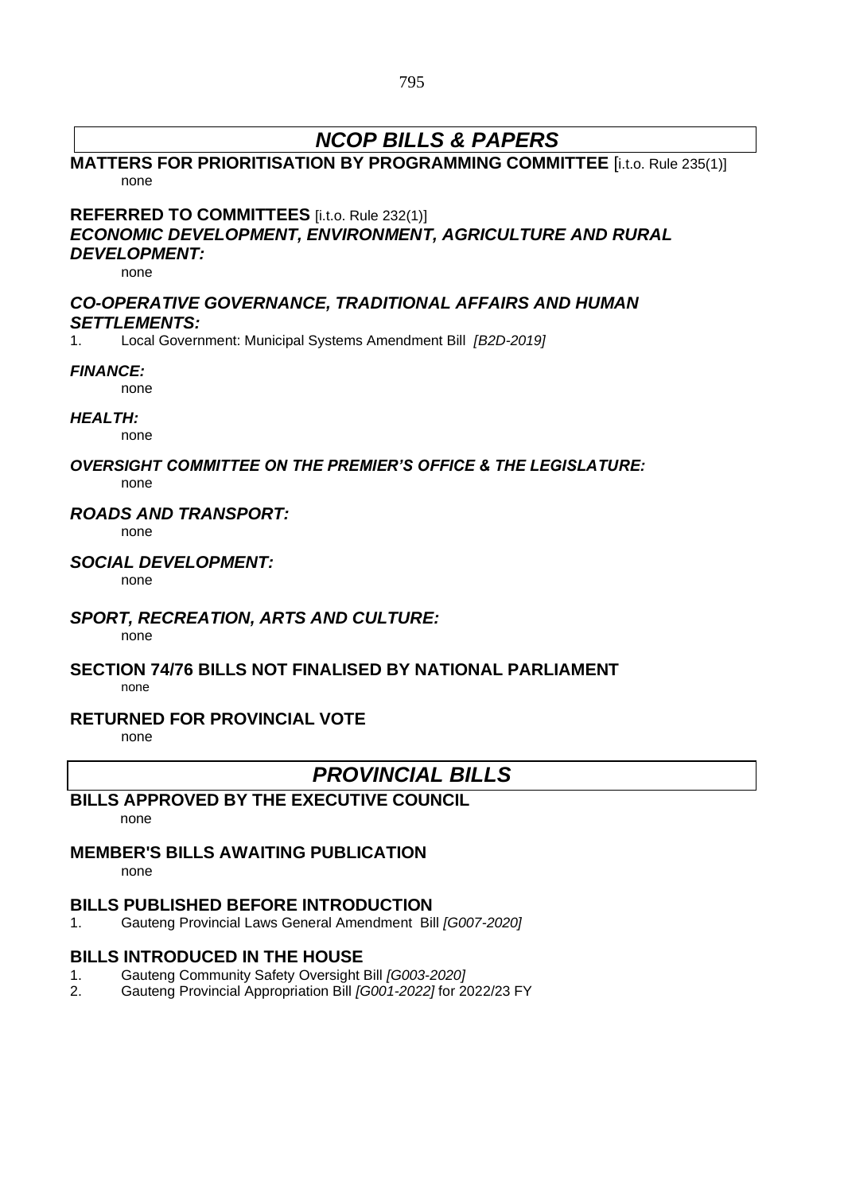# *NCOP BILLS & PAPERS*

**MATTERS FOR PRIORITISATION BY PROGRAMMING COMMITTEE** [i.t.o. Rule 235(1)]

none

**REFERRED TO COMMITTEES** [i.t.o. Rule 232(1)]

***ECONOMIC DEVELOPMENT, ENVIRONMENT, AGRICULTURE AND RURAL DEVELOPMENT:***

none

***CO-OPERATIVE GOVERNANCE, TRADITIONAL AFFAIRS AND HUMAN SETTLEMENTS:***

1. Local Government: Municipal Systems Amendment Bill *[B2D-2019]*

***FINANCE:***

none

***HEALTH:***

none

***OVERSIGHT COMMITTEE ON THE PREMIER'S OFFICE & THE LEGISLATURE:***

none

***ROADS AND TRANSPORT:***

none

***SOCIAL DEVELOPMENT:***

none

***SPORT, RECREATION, ARTS AND CULTURE:***

none

**SECTION 74/76 BILLS NOT FINALISED BY NATIONAL PARLIAMENT**

none

**RETURNED FOR PROVINCIAL VOTE**

none

# *PROVINCIAL BILLS*

**BILLS APPROVED BY THE EXECUTIVE COUNCIL**

none

**MEMBER'S BILLS AWAITING PUBLICATION**

none

**BILLS PUBLISHED BEFORE INTRODUCTION**

1. Gauteng Provincial Laws General Amendment Bill *[G007-2020]*

**BILLS INTRODUCED IN THE HOUSE**

1. Gauteng Community Safety Oversight Bill *[G003-2020]*
2. Gauteng Provincial Appropriation Bill *[G001-2022]* for 2022/23 FY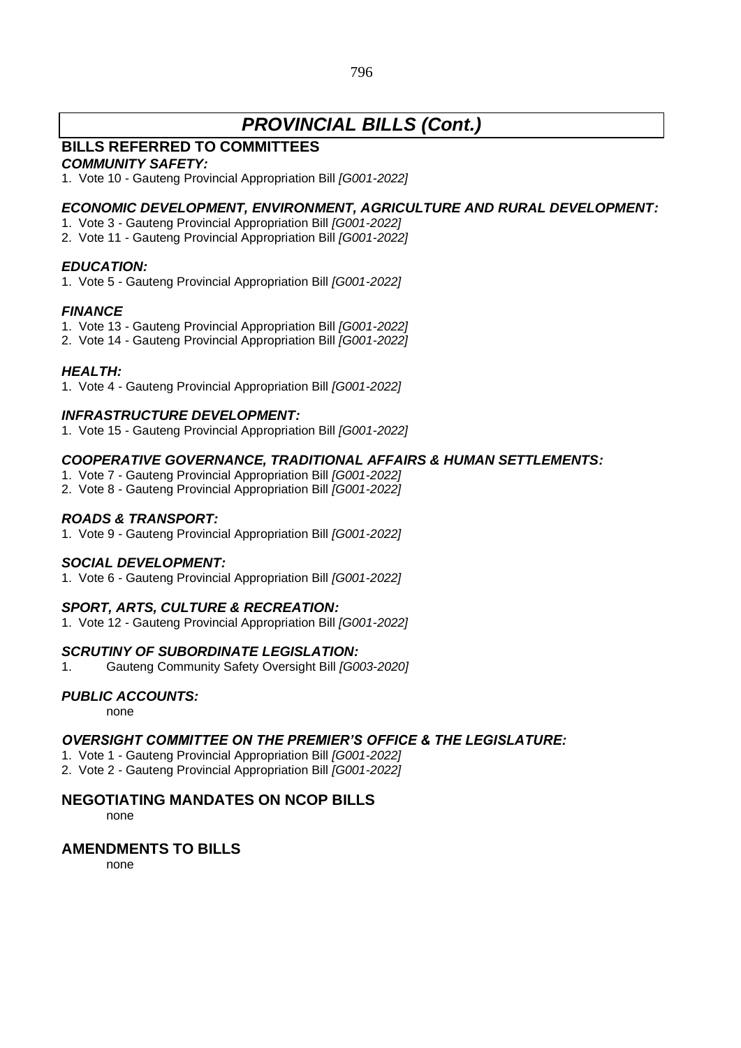# *PROVINCIAL BILLS (Cont.)*

## BILLS REFERRED TO COMMITTEES

### *COMMUNITY SAFETY:*

1. Vote 10 - Gauteng Provincial Appropriation Bill *[G001-2022]*

### *ECONOMIC DEVELOPMENT, ENVIRONMENT, AGRICULTURE AND RURAL DEVELOPMENT:*

1. Vote 3 - Gauteng Provincial Appropriation Bill *[G001-2022]*
2. Vote 11 - Gauteng Provincial Appropriation Bill *[G001-2022]*

### *EDUCATION:*

1. Vote 5 - Gauteng Provincial Appropriation Bill *[G001-2022]*

### *FINANCE*

1. Vote 13 - Gauteng Provincial Appropriation Bill *[G001-2022]*
2. Vote 14 - Gauteng Provincial Appropriation Bill *[G001-2022]*

### *HEALTH:*

1. Vote 4 - Gauteng Provincial Appropriation Bill *[G001-2022]*

### *INFRASTRUCTURE DEVELOPMENT:*

1. Vote 15 - Gauteng Provincial Appropriation Bill *[G001-2022]*

### *COOPERATIVE GOVERNANCE, TRADITIONAL AFFAIRS & HUMAN SETTLEMENTS:*

1. Vote 7 - Gauteng Provincial Appropriation Bill *[G001-2022]*
2. Vote 8 - Gauteng Provincial Appropriation Bill *[G001-2022]*

### *ROADS & TRANSPORT:*

1. Vote 9 - Gauteng Provincial Appropriation Bill *[G001-2022]*

### *SOCIAL DEVELOPMENT:*

1. Vote 6 - Gauteng Provincial Appropriation Bill *[G001-2022]*

### *SPORT, ARTS, CULTURE & RECREATION:*

1. Vote 12 - Gauteng Provincial Appropriation Bill *[G001-2022]*

### *SCRUTINY OF SUBORDINATE LEGISLATION:*

1. Gauteng Community Safety Oversight Bill *[G003-2020]*

### *PUBLIC ACCOUNTS:*

none

### *OVERSIGHT COMMITTEE ON THE PREMIER'S OFFICE & THE LEGISLATURE:*

1. Vote 1 - Gauteng Provincial Appropriation Bill *[G001-2022]*
2. Vote 2 - Gauteng Provincial Appropriation Bill *[G001-2022]*

## NEGOTIATING MANDATES ON NCOP BILLS

none

## AMENDMENTS TO BILLS

none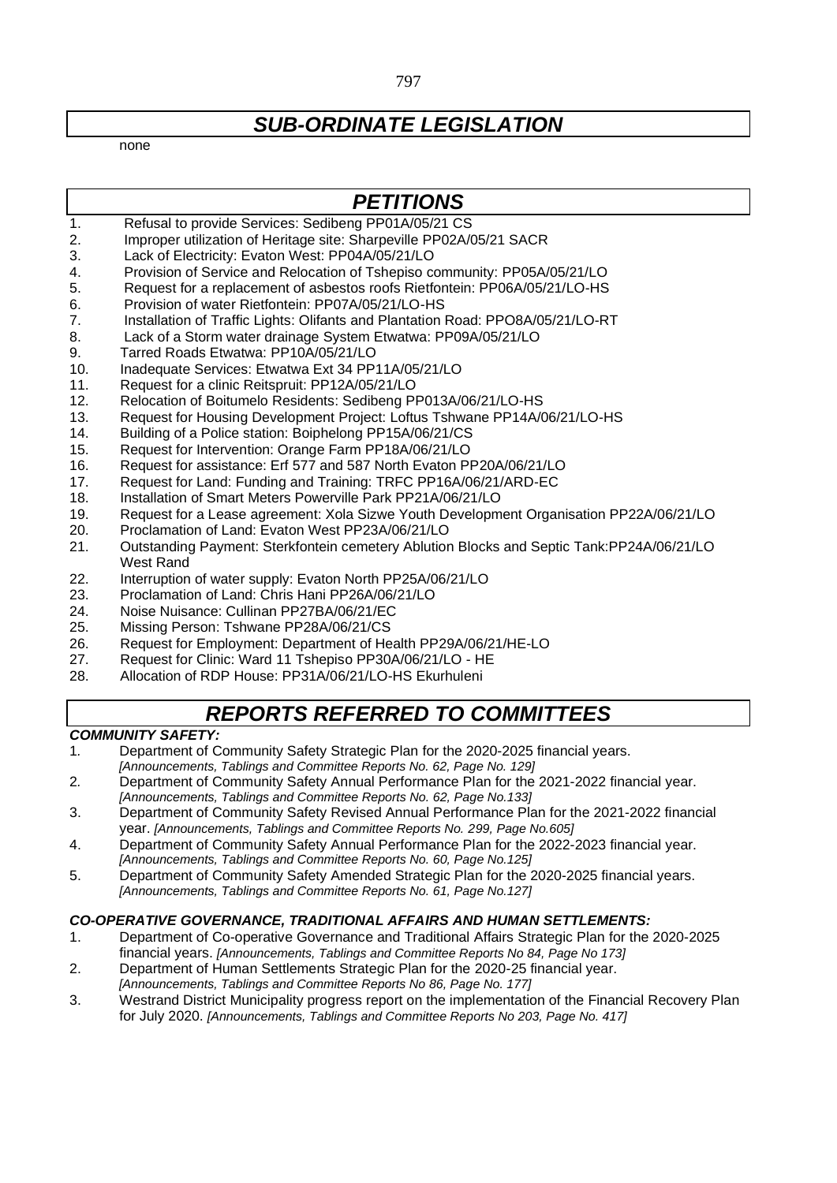## *SUB-ORDINATE LEGISLATION*

none

## *PETITIONS*

1. Refusal to provide Services: Sedibeng PP01A/05/21 CS
2. Improper utilization of Heritage site: Sharpeville PP02A/05/21 SACR
3. Lack of Electricity: Evaton West: PP04A/05/21/LO
4. Provision of Service and Relocation of Tshepiso community: PP05A/05/21/LO
5. Request for a replacement of asbestos roofs Rietfontein: PP06A/05/21/LO-HS
6. Provision of water Rietfontein: PP07A/05/21/LO-HS
7. Installation of Traffic Lights: Olifants and Plantation Road: PPO8A/05/21/LO-RT
8. Lack of a Storm water drainage System Etwatwa: PP09A/05/21/LO
9. Tarred Roads Etwatwa: PP10A/05/21/LO
10. Inadequate Services: Etwatwa Ext 34 PP11A/05/21/LO
11. Request for a clinic Reitspruit: PP12A/05/21/LO
12. Relocation of Boitumelo Residents: Sedibeng PP013A/06/21/LO-HS
13. Request for Housing Development Project: Loftus Tshwane PP14A/06/21/LO-HS
14. Building of a Police station: Boiphelong PP15A/06/21/CS
15. Request for Intervention: Orange Farm PP18A/06/21/LO
16. Request for assistance: Erf 577 and 587 North Evaton PP20A/06/21/LO
17. Request for Land: Funding and Training: TRFC PP16A/06/21/ARD-EC
18. Installation of Smart Meters Powerville Park PP21A/06/21/LO
19. Request for a Lease agreement: Xola Sizwe Youth Development Organisation PP22A/06/21/LO
20. Proclamation of Land: Evaton West PP23A/06/21/LO
21. Outstanding Payment: Sterkfontein cemetery Ablution Blocks and Septic Tank:PP24A/06/21/LO West Rand
22. Interruption of water supply: Evaton North PP25A/06/21/LO
23. Proclamation of Land: Chris Hani PP26A/06/21/LO
24. Noise Nuisance: Cullinan PP27BA/06/21/EC
25. Missing Person: Tshwane PP28A/06/21/CS
26. Request for Employment: Department of Health PP29A/06/21/HE-LO
27. Request for Clinic: Ward 11 Tshepiso PP30A/06/21/LO - HE
28. Allocation of RDP House: PP31A/06/21/LO-HS Ekurhuleni

## *REPORTS REFERRED TO COMMITTEES*

***COMMUNITY SAFETY:***

1. Department of Community Safety Strategic Plan for the 2020-2025 financial years. *[Announcements, Tablings and Committee Reports No. 62, Page No. 129]*
2. Department of Community Safety Annual Performance Plan for the 2021-2022 financial year. *[Announcements, Tablings and Committee Reports No. 62, Page No.133]*
3. Department of Community Safety Revised Annual Performance Plan for the 2021-2022 financial year. *[Announcements, Tablings and Committee Reports No. 299, Page No.605]*
4. Department of Community Safety Annual Performance Plan for the 2022-2023 financial year. *[Announcements, Tablings and Committee Reports No. 60, Page No.125]*
5. Department of Community Safety Amended Strategic Plan for the 2020-2025 financial years. *[Announcements, Tablings and Committee Reports No. 61, Page No.127]*

***CO-OPERATIVE GOVERNANCE, TRADITIONAL AFFAIRS AND HUMAN SETTLEMENTS:***

1. Department of Co-operative Governance and Traditional Affairs Strategic Plan for the 2020-2025 financial years. *[Announcements, Tablings and Committee Reports No 84, Page No 173]*
2. Department of Human Settlements Strategic Plan for the 2020-25 financial year. *[Announcements, Tablings and Committee Reports No 86, Page No. 177]*
3. Westrand District Municipality progress report on the implementation of the Financial Recovery Plan for July 2020. *[Announcements, Tablings and Committee Reports No 203, Page No. 417]*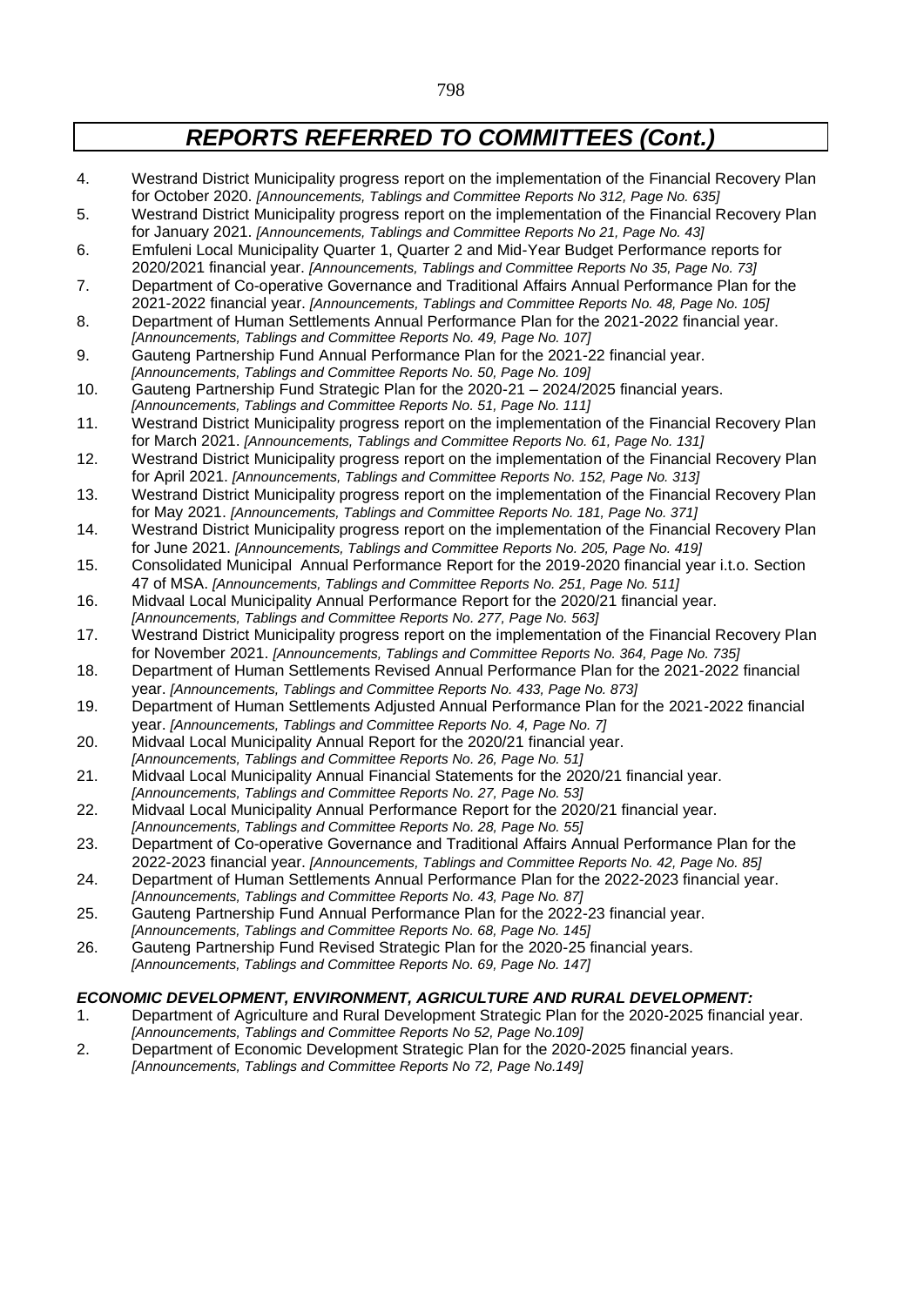# *REPORTS REFERRED TO COMMITTEES (Cont.)*

4. Westrand District Municipality progress report on the implementation of the Financial Recovery Plan for October 2020. *[Announcements, Tablings and Committee Reports No 312, Page No. 635]*
5. Westrand District Municipality progress report on the implementation of the Financial Recovery Plan for January 2021. *[Announcements, Tablings and Committee Reports No 21, Page No. 43]*
6. Emfuleni Local Municipality Quarter 1, Quarter 2 and Mid-Year Budget Performance reports for 2020/2021 financial year. *[Announcements, Tablings and Committee Reports No 35, Page No. 73]*
7. Department of Co-operative Governance and Traditional Affairs Annual Performance Plan for the 2021-2022 financial year. *[Announcements, Tablings and Committee Reports No. 48, Page No. 105]*
8. Department of Human Settlements Annual Performance Plan for the 2021-2022 financial year. *[Announcements, Tablings and Committee Reports No. 49, Page No. 107]*
9. Gauteng Partnership Fund Annual Performance Plan for the 2021-22 financial year. *[Announcements, Tablings and Committee Reports No. 50, Page No. 109]*
10. Gauteng Partnership Fund Strategic Plan for the 2020-21 – 2024/2025 financial years. *[Announcements, Tablings and Committee Reports No. 51, Page No. 111]*
11. Westrand District Municipality progress report on the implementation of the Financial Recovery Plan for March 2021. *[Announcements, Tablings and Committee Reports No. 61, Page No. 131]*
12. Westrand District Municipality progress report on the implementation of the Financial Recovery Plan for April 2021. *[Announcements, Tablings and Committee Reports No. 152, Page No. 313]*
13. Westrand District Municipality progress report on the implementation of the Financial Recovery Plan for May 2021. *[Announcements, Tablings and Committee Reports No. 181, Page No. 371]*
14. Westrand District Municipality progress report on the implementation of the Financial Recovery Plan for June 2021. *[Announcements, Tablings and Committee Reports No. 205, Page No. 419]*
15. Consolidated Municipal Annual Performance Report for the 2019-2020 financial year i.t.o. Section 47 of MSA. *[Announcements, Tablings and Committee Reports No. 251, Page No. 511]*
16. Midvaal Local Municipality Annual Performance Report for the 2020/21 financial year. *[Announcements, Tablings and Committee Reports No. 277, Page No. 563]*
17. Westrand District Municipality progress report on the implementation of the Financial Recovery Plan for November 2021. *[Announcements, Tablings and Committee Reports No. 364, Page No. 735]*
18. Department of Human Settlements Revised Annual Performance Plan for the 2021-2022 financial year. *[Announcements, Tablings and Committee Reports No. 433, Page No. 873]*
19. Department of Human Settlements Adjusted Annual Performance Plan for the 2021-2022 financial year. *[Announcements, Tablings and Committee Reports No. 4, Page No. 7]*
20. Midvaal Local Municipality Annual Report for the 2020/21 financial year. *[Announcements, Tablings and Committee Reports No. 26, Page No. 51]*
21. Midvaal Local Municipality Annual Financial Statements for the 2020/21 financial year. *[Announcements, Tablings and Committee Reports No. 27, Page No. 53]*
22. Midvaal Local Municipality Annual Performance Report for the 2020/21 financial year. *[Announcements, Tablings and Committee Reports No. 28, Page No. 55]*
23. Department of Co-operative Governance and Traditional Affairs Annual Performance Plan for the 2022-2023 financial year. *[Announcements, Tablings and Committee Reports No. 42, Page No. 85]*
24. Department of Human Settlements Annual Performance Plan for the 2022-2023 financial year. *[Announcements, Tablings and Committee Reports No. 43, Page No. 87]*
25. Gauteng Partnership Fund Annual Performance Plan for the 2022-23 financial year. *[Announcements, Tablings and Committee Reports No. 68, Page No. 145]*
26. Gauteng Partnership Fund Revised Strategic Plan for the 2020-25 financial years. *[Announcements, Tablings and Committee Reports No. 69, Page No. 147]*

***ECONOMIC DEVELOPMENT, ENVIRONMENT, AGRICULTURE AND RURAL DEVELOPMENT:***

1. Department of Agriculture and Rural Development Strategic Plan for the 2020-2025 financial year. *[Announcements, Tablings and Committee Reports No 52, Page No.109]*
2. Department of Economic Development Strategic Plan for the 2020-2025 financial years. *[Announcements, Tablings and Committee Reports No 72, Page No.149]*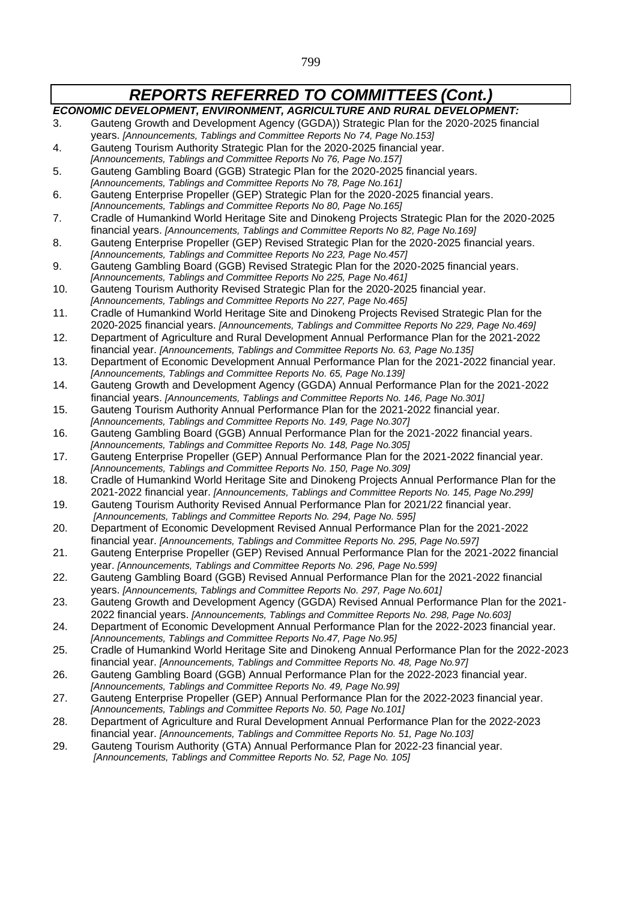## *REPORTS REFERRED TO COMMITTEES (Cont.)*

***ECONOMIC DEVELOPMENT, ENVIRONMENT, AGRICULTURE AND RURAL DEVELOPMENT:***

3. Gauteng Growth and Development Agency (GGDA)) Strategic Plan for the 2020-2025 financial years. *[Announcements, Tablings and Committee Reports No 74, Page No.153]*
4. Gauteng Tourism Authority Strategic Plan for the 2020-2025 financial year. *[Announcements, Tablings and Committee Reports No 76, Page No.157]*
5. Gauteng Gambling Board (GGB) Strategic Plan for the 2020-2025 financial years. *[Announcements, Tablings and Committee Reports No 78, Page No.161]*
6. Gauteng Enterprise Propeller (GEP) Strategic Plan for the 2020-2025 financial years. *[Announcements, Tablings and Committee Reports No 80, Page No.165]*
7. Cradle of Humankind World Heritage Site and Dinokeng Projects Strategic Plan for the 2020-2025 financial years. *[Announcements, Tablings and Committee Reports No 82, Page No.169]*
8. Gauteng Enterprise Propeller (GEP) Revised Strategic Plan for the 2020-2025 financial years. *[Announcements, Tablings and Committee Reports No 223, Page No.457]*
9. Gauteng Gambling Board (GGB) Revised Strategic Plan for the 2020-2025 financial years. *[Announcements, Tablings and Committee Reports No 225, Page No.461]*
10. Gauteng Tourism Authority Revised Strategic Plan for the 2020-2025 financial year. *[Announcements, Tablings and Committee Reports No 227, Page No.465]*
11. Cradle of Humankind World Heritage Site and Dinokeng Projects Revised Strategic Plan for the 2020-2025 financial years. *[Announcements, Tablings and Committee Reports No 229, Page No.469]*
12. Department of Agriculture and Rural Development Annual Performance Plan for the 2021-2022 financial year. *[Announcements, Tablings and Committee Reports No. 63, Page No.135]*
13. Department of Economic Development Annual Performance Plan for the 2021-2022 financial year. *[Announcements, Tablings and Committee Reports No. 65, Page No.139]*
14. Gauteng Growth and Development Agency (GGDA) Annual Performance Plan for the 2021-2022 financial years. *[Announcements, Tablings and Committee Reports No. 146, Page No.301]*
15. Gauteng Tourism Authority Annual Performance Plan for the 2021-2022 financial year. *[Announcements, Tablings and Committee Reports No. 149, Page No.307]*
16. Gauteng Gambling Board (GGB) Annual Performance Plan for the 2021-2022 financial years. *[Announcements, Tablings and Committee Reports No. 148, Page No.305]*
17. Gauteng Enterprise Propeller (GEP) Annual Performance Plan for the 2021-2022 financial year. *[Announcements, Tablings and Committee Reports No. 150, Page No.309]*
18. Cradle of Humankind World Heritage Site and Dinokeng Projects Annual Performance Plan for the 2021-2022 financial year. *[Announcements, Tablings and Committee Reports No. 145, Page No.299]*
19. Gauteng Tourism Authority Revised Annual Performance Plan for 2021/22 financial year. *[Announcements, Tablings and Committee Reports No. 294, Page No. 595]*
20. Department of Economic Development Revised Annual Performance Plan for the 2021-2022 financial year. *[Announcements, Tablings and Committee Reports No. 295, Page No.597]*
21. Gauteng Enterprise Propeller (GEP) Revised Annual Performance Plan for the 2021-2022 financial year. *[Announcements, Tablings and Committee Reports No. 296, Page No.599]*
22. Gauteng Gambling Board (GGB) Revised Annual Performance Plan for the 2021-2022 financial years. *[Announcements, Tablings and Committee Reports No. 297, Page No.601]*
23. Gauteng Growth and Development Agency (GGDA) Revised Annual Performance Plan for the 2021-2022 financial years. *[Announcements, Tablings and Committee Reports No. 298, Page No.603]*
24. Department of Economic Development Annual Performance Plan for the 2022-2023 financial year. *[Announcements, Tablings and Committee Reports No.47, Page No.95]*
25. Cradle of Humankind World Heritage Site and Dinokeng Annual Performance Plan for the 2022-2023 financial year. *[Announcements, Tablings and Committee Reports No. 48, Page No.97]*
26. Gauteng Gambling Board (GGB) Annual Performance Plan for the 2022-2023 financial year. *[Announcements, Tablings and Committee Reports No. 49, Page No.99]*
27. Gauteng Enterprise Propeller (GEP) Annual Performance Plan for the 2022-2023 financial year. *[Announcements, Tablings and Committee Reports No. 50, Page No.101]*
28. Department of Agriculture and Rural Development Annual Performance Plan for the 2022-2023 financial year. *[Announcements, Tablings and Committee Reports No. 51, Page No.103]*
29. Gauteng Tourism Authority (GTA) Annual Performance Plan for 2022-23 financial year. *[Announcements, Tablings and Committee Reports No. 52, Page No. 105]*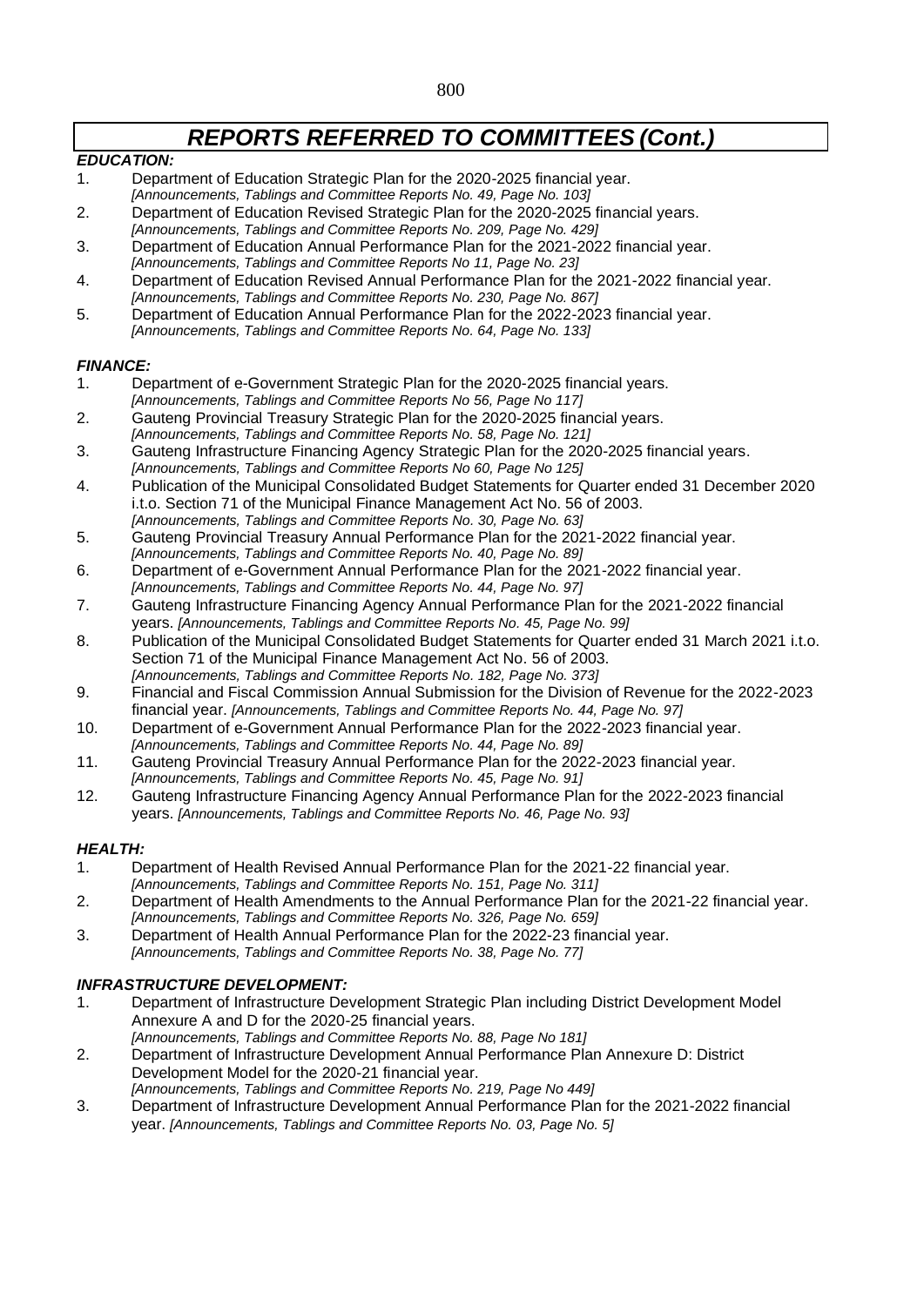# *REPORTS REFERRED TO COMMITTEES (Cont.)*

***EDUCATION:***

1. Department of Education Strategic Plan for the 2020-2025 financial year.
   *[Announcements, Tablings and Committee Reports No. 49, Page No. 103]*
2. Department of Education Revised Strategic Plan for the 2020-2025 financial years.
   *[Announcements, Tablings and Committee Reports No. 209, Page No. 429]*
3. Department of Education Annual Performance Plan for the 2021-2022 financial year.
   *[Announcements, Tablings and Committee Reports No 11, Page No. 23]*
4. Department of Education Revised Annual Performance Plan for the 2021-2022 financial year.
   *[Announcements, Tablings and Committee Reports No. 230, Page No. 867]*
5. Department of Education Annual Performance Plan for the 2022-2023 financial year.
   *[Announcements, Tablings and Committee Reports No. 64, Page No. 133]*

***FINANCE:***

1. Department of e-Government Strategic Plan for the 2020-2025 financial years.
   *[Announcements, Tablings and Committee Reports No 56, Page No 117]*
2. Gauteng Provincial Treasury Strategic Plan for the 2020-2025 financial years.
   *[Announcements, Tablings and Committee Reports No. 58, Page No. 121]*
3. Gauteng Infrastructure Financing Agency Strategic Plan for the 2020-2025 financial years.
   *[Announcements, Tablings and Committee Reports No 60, Page No 125]*
4. Publication of the Municipal Consolidated Budget Statements for Quarter ended 31 December 2020 i.t.o. Section 71 of the Municipal Finance Management Act No. 56 of 2003.
   *[Announcements, Tablings and Committee Reports No. 30, Page No. 63]*
5. Gauteng Provincial Treasury Annual Performance Plan for the 2021-2022 financial year.
   *[Announcements, Tablings and Committee Reports No. 40, Page No. 89]*
6. Department of e-Government Annual Performance Plan for the 2021-2022 financial year.
   *[Announcements, Tablings and Committee Reports No. 44, Page No. 97]*
7. Gauteng Infrastructure Financing Agency Annual Performance Plan for the 2021-2022 financial years. *[Announcements, Tablings and Committee Reports No. 45, Page No. 99]*
8. Publication of the Municipal Consolidated Budget Statements for Quarter ended 31 March 2021 i.t.o. Section 71 of the Municipal Finance Management Act No. 56 of 2003.
   *[Announcements, Tablings and Committee Reports No. 182, Page No. 373]*
9. Financial and Fiscal Commission Annual Submission for the Division of Revenue for the 2022-2023 financial year. *[Announcements, Tablings and Committee Reports No. 44, Page No. 97]*
10. Department of e-Government Annual Performance Plan for the 2022-2023 financial year.
    *[Announcements, Tablings and Committee Reports No. 44, Page No. 89]*
11. Gauteng Provincial Treasury Annual Performance Plan for the 2022-2023 financial year.
    *[Announcements, Tablings and Committee Reports No. 45, Page No. 91]*
12. Gauteng Infrastructure Financing Agency Annual Performance Plan for the 2022-2023 financial years. *[Announcements, Tablings and Committee Reports No. 46, Page No. 93]*

***HEALTH:***

1. Department of Health Revised Annual Performance Plan for the 2021-22 financial year.
   *[Announcements, Tablings and Committee Reports No. 151, Page No. 311]*
2. Department of Health Amendments to the Annual Performance Plan for the 2021-22 financial year.
   *[Announcements, Tablings and Committee Reports No. 326, Page No. 659]*
3. Department of Health Annual Performance Plan for the 2022-23 financial year.
   *[Announcements, Tablings and Committee Reports No. 38, Page No. 77]*

***INFRASTRUCTURE DEVELOPMENT:***

1. Department of Infrastructure Development Strategic Plan including District Development Model Annexure A and D for the 2020-25 financial years.
   *[Announcements, Tablings and Committee Reports No. 88, Page No 181]*
2. Department of Infrastructure Development Annual Performance Plan Annexure D: District Development Model for the 2020-21 financial year.
   *[Announcements, Tablings and Committee Reports No. 219, Page No 449]*
3. Department of Infrastructure Development Annual Performance Plan for the 2021-2022 financial year. *[Announcements, Tablings and Committee Reports No. 03, Page No. 5]*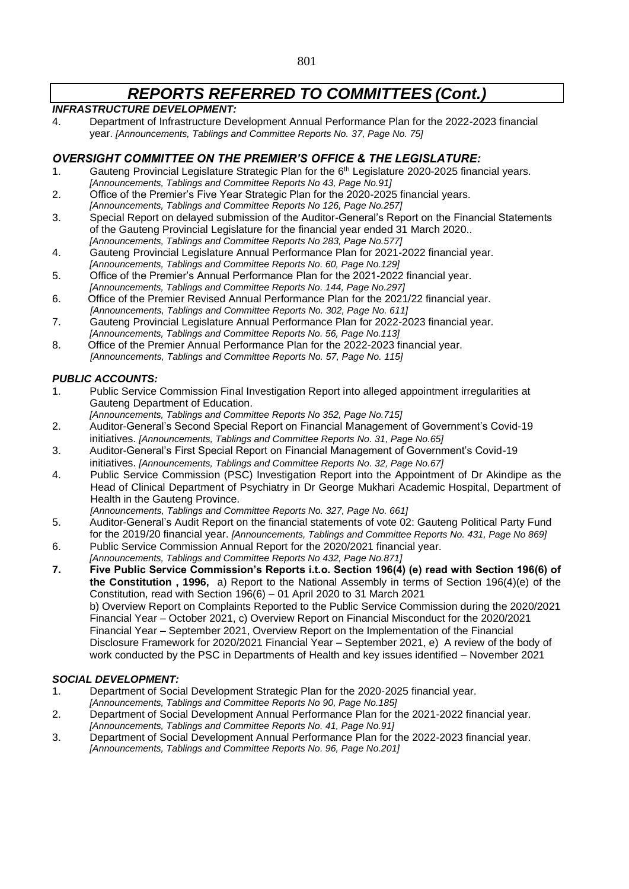# *REPORTS REFERRED TO COMMITTEES (Cont.)*

### *INFRASTRUCTURE DEVELOPMENT:*

4. Department of Infrastructure Development Annual Performance Plan for the 2022-2023 financial year. *[Announcements, Tablings and Committee Reports No. 37, Page No. 75]*

### *OVERSIGHT COMMITTEE ON THE PREMIER'S OFFICE & THE LEGISLATURE:*

1. Gauteng Provincial Legislature Strategic Plan for the 6th Legislature 2020-2025 financial years. *[Announcements, Tablings and Committee Reports No 43, Page No.91]*
2. Office of the Premier's Five Year Strategic Plan for the 2020-2025 financial years. *[Announcements, Tablings and Committee Reports No 126, Page No.257]*
3. Special Report on delayed submission of the Auditor-General's Report on the Financial Statements of the Gauteng Provincial Legislature for the financial year ended 31 March 2020.. *[Announcements, Tablings and Committee Reports No 283, Page No.577]*
4. Gauteng Provincial Legislature Annual Performance Plan for 2021-2022 financial year. *[Announcements, Tablings and Committee Reports No. 60, Page No.129]*
5. Office of the Premier's Annual Performance Plan for the 2021-2022 financial year. *[Announcements, Tablings and Committee Reports No. 144, Page No.297]*
6. Office of the Premier Revised Annual Performance Plan for the 2021/22 financial year. *[Announcements, Tablings and Committee Reports No. 302, Page No. 611]*
7. Gauteng Provincial Legislature Annual Performance Plan for 2022-2023 financial year. *[Announcements, Tablings and Committee Reports No. 56, Page No.113]*
8. Office of the Premier Annual Performance Plan for the 2022-2023 financial year. *[Announcements, Tablings and Committee Reports No. 57, Page No. 115]*

### *PUBLIC ACCOUNTS:*

1. Public Service Commission Final Investigation Report into alleged appointment irregularities at Gauteng Department of Education. *[Announcements, Tablings and Committee Reports No 352, Page No.715]*
2. Auditor-General's Second Special Report on Financial Management of Government's Covid-19 initiatives. *[Announcements, Tablings and Committee Reports No. 31, Page No.65]*
3. Auditor-General's First Special Report on Financial Management of Government's Covid-19 initiatives. *[Announcements, Tablings and Committee Reports No. 32, Page No.67]*
4. Public Service Commission (PSC) Investigation Report into the Appointment of Dr Akindipe as the Head of Clinical Department of Psychiatry in Dr George Mukhari Academic Hospital, Department of Health in the Gauteng Province. *[Announcements, Tablings and Committee Reports No. 327, Page No. 661]*
5. Auditor-General's Audit Report on the financial statements of vote 02: Gauteng Political Party Fund for the 2019/20 financial year. *[Announcements, Tablings and Committee Reports No. 431, Page No 869]*
6. Public Service Commission Annual Report for the 2020/2021 financial year. *[Announcements, Tablings and Committee Reports No 432, Page No.871]*
7. **Five Public Service Commission's Reports i.t.o. Section 196(4) (e) read with Section 196(6) of the Constitution , 1996,** a) Report to the National Assembly in terms of Section 196(4)(e) of the Constitution, read with Section 196(6) – 01 April 2020 to 31 March 2021
   b) Overview Report on Complaints Reported to the Public Service Commission during the 2020/2021 Financial Year – October 2021, c) Overview Report on Financial Misconduct for the 2020/2021 Financial Year – September 2021, Overview Report on the Implementation of the Financial Disclosure Framework for 2020/2021 Financial Year – September 2021, e) A review of the body of work conducted by the PSC in Departments of Health and key issues identified – November 2021

### *SOCIAL DEVELOPMENT:*

1. Department of Social Development Strategic Plan for the 2020-2025 financial year. *[Announcements, Tablings and Committee Reports No 90, Page No.185]*
2. Department of Social Development Annual Performance Plan for the 2021-2022 financial year. *[Announcements, Tablings and Committee Reports No. 41, Page No.91]*
3. Department of Social Development Annual Performance Plan for the 2022-2023 financial year. *[Announcements, Tablings and Committee Reports No. 96, Page No.201]*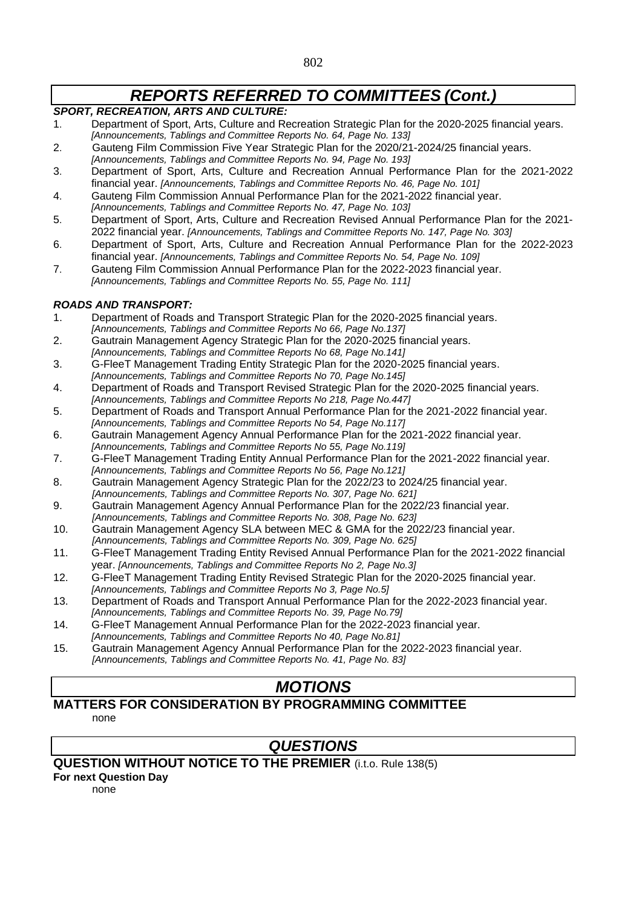# *REPORTS REFERRED TO COMMITTEES (Cont.)*

***SPORT, RECREATION, ARTS AND CULTURE:***

1. Department of Sport, Arts, Culture and Recreation Strategic Plan for the 2020-2025 financial years. *[Announcements, Tablings and Committee Reports No. 64, Page No. 133]*
2. Gauteng Film Commission Five Year Strategic Plan for the 2020/21-2024/25 financial years. *[Announcements, Tablings and Committee Reports No. 94, Page No. 193]*
3. Department of Sport, Arts, Culture and Recreation Annual Performance Plan for the 2021-2022 financial year. *[Announcements, Tablings and Committee Reports No. 46, Page No. 101]*
4. Gauteng Film Commission Annual Performance Plan for the 2021-2022 financial year. *[Announcements, Tablings and Committee Reports No. 47, Page No. 103]*
5. Department of Sport, Arts, Culture and Recreation Revised Annual Performance Plan for the 2021-2022 financial year. *[Announcements, Tablings and Committee Reports No. 147, Page No. 303]*
6. Department of Sport, Arts, Culture and Recreation Annual Performance Plan for the 2022-2023 financial year. *[Announcements, Tablings and Committee Reports No. 54, Page No. 109]*
7. Gauteng Film Commission Annual Performance Plan for the 2022-2023 financial year. *[Announcements, Tablings and Committee Reports No. 55, Page No. 111]*

***ROADS AND TRANSPORT:***

1. Department of Roads and Transport Strategic Plan for the 2020-2025 financial years. *[Announcements, Tablings and Committee Reports No 66, Page No.137]*
2. Gautrain Management Agency Strategic Plan for the 2020-2025 financial years. *[Announcements, Tablings and Committee Reports No 68, Page No.141]*
3. G-FleeT Management Trading Entity Strategic Plan for the 2020-2025 financial years. *[Announcements, Tablings and Committee Reports No 70, Page No.145]*
4. Department of Roads and Transport Revised Strategic Plan for the 2020-2025 financial years. *[Announcements, Tablings and Committee Reports No 218, Page No.447]*
5. Department of Roads and Transport Annual Performance Plan for the 2021-2022 financial year. *[Announcements, Tablings and Committee Reports No 54, Page No.117]*
6. Gautrain Management Agency Annual Performance Plan for the 2021-2022 financial year. *[Announcements, Tablings and Committee Reports No 55, Page No.119]*
7. G-FleeT Management Trading Entity Annual Performance Plan for the 2021-2022 financial year. *[Announcements, Tablings and Committee Reports No 56, Page No.121]*
8. Gautrain Management Agency Strategic Plan for the 2022/23 to 2024/25 financial year. *[Announcements, Tablings and Committee Reports No. 307, Page No. 621]*
9. Gautrain Management Agency Annual Performance Plan for the 2022/23 financial year. *[Announcements, Tablings and Committee Reports No. 308, Page No. 623]*
10. Gautrain Management Agency SLA between MEC & GMA for the 2022/23 financial year. *[Announcements, Tablings and Committee Reports No. 309, Page No. 625]*
11. G-FleeT Management Trading Entity Revised Annual Performance Plan for the 2021-2022 financial year. *[Announcements, Tablings and Committee Reports No 2, Page No.3]*
12. G-FleeT Management Trading Entity Revised Strategic Plan for the 2020-2025 financial year. *[Announcements, Tablings and Committee Reports No 3, Page No.5]*
13. Department of Roads and Transport Annual Performance Plan for the 2022-2023 financial year. *[Announcements, Tablings and Committee Reports No. 39, Page No.79]*
14. G-FleeT Management Annual Performance Plan for the 2022-2023 financial year. *[Announcements, Tablings and Committee Reports No 40, Page No.81]*
15. Gautrain Management Agency Annual Performance Plan for the 2022-2023 financial year. *[Announcements, Tablings and Committee Reports No. 41, Page No. 83]*

# *MOTIONS*

**MATTERS FOR CONSIDERATION BY PROGRAMMING COMMITTEE**

none

# *QUESTIONS*

**QUESTION WITHOUT NOTICE TO THE PREMIER** (i.t.o. Rule 138(5)

**For next Question Day**

none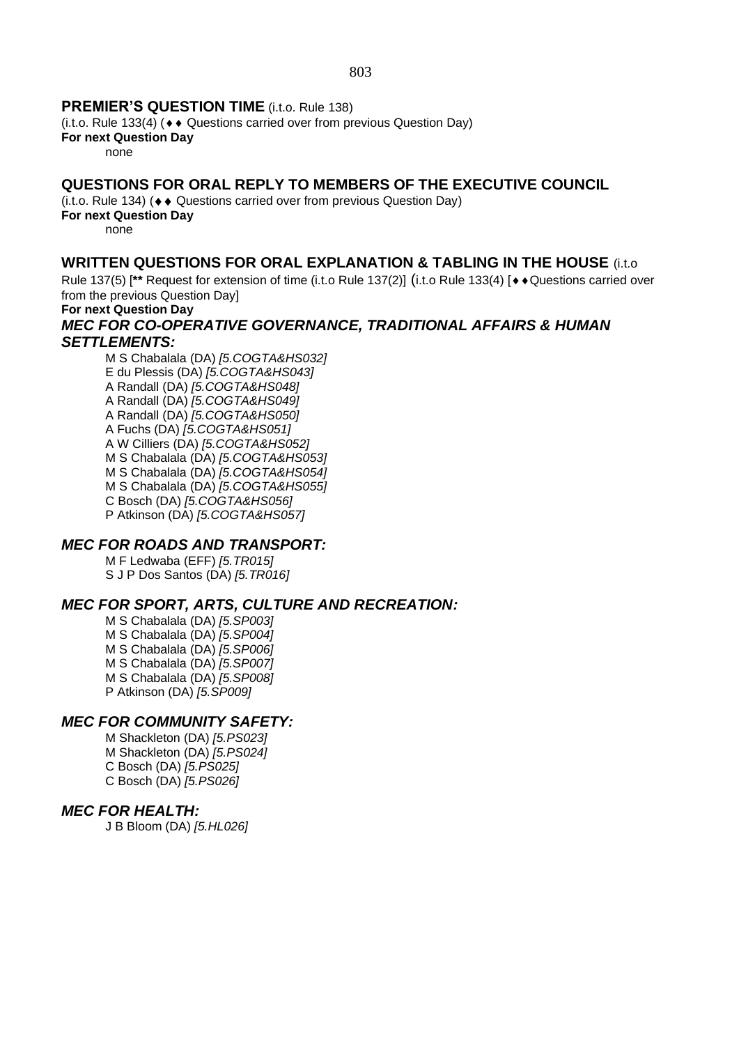## PREMIER'S QUESTION TIME (i.t.o. Rule 138)

(i.t.o. Rule 133(4) (♦♦ Questions carried over from previous Question Day)

**For next Question Day**

none

## QUESTIONS FOR ORAL REPLY TO MEMBERS OF THE EXECUTIVE COUNCIL

(i.t.o. Rule 134) (♦♦ Questions carried over from previous Question Day)

**For next Question Day**

none

## WRITTEN QUESTIONS FOR ORAL EXPLANATION & TABLING IN THE HOUSE (i.t.o Rule 137(5) [** Request for extension of time (i.t.o Rule 137(2)] (i.t.o Rule 133(4) [♦♦Questions carried over from the previous Question Day]

**For next Question Day**

### *MEC FOR CO-OPERATIVE GOVERNANCE, TRADITIONAL AFFAIRS & HUMAN SETTLEMENTS:*

M S Chabalala (DA) *[5.COGTA&HS032]*
E du Plessis (DA) *[5.COGTA&HS043]*
A Randall (DA) *[5.COGTA&HS048]*
A Randall (DA) *[5.COGTA&HS049]*
A Randall (DA) *[5.COGTA&HS050]*
A Fuchs (DA) *[5.COGTA&HS051]*
A W Cilliers (DA) *[5.COGTA&HS052]*
M S Chabalala (DA) *[5.COGTA&HS053]*
M S Chabalala (DA) *[5.COGTA&HS054]*
M S Chabalala (DA) *[5.COGTA&HS055]*
C Bosch (DA) *[5.COGTA&HS056]*
P Atkinson (DA) *[5.COGTA&HS057]*

### *MEC FOR ROADS AND TRANSPORT:*

M F Ledwaba (EFF) *[5.TR015]*
S J P Dos Santos (DA) *[5.TR016]*

### *MEC FOR SPORT, ARTS, CULTURE AND RECREATION:*

M S Chabalala (DA) *[5.SP003]*
M S Chabalala (DA) *[5.SP004]*
M S Chabalala (DA) *[5.SP006]*
M S Chabalala (DA) *[5.SP007]*
M S Chabalala (DA) *[5.SP008]*
P Atkinson (DA) *[5.SP009]*

### *MEC FOR COMMUNITY SAFETY:*

M Shackleton (DA) *[5.PS023]*
M Shackleton (DA) *[5.PS024]*
C Bosch (DA) *[5.PS025]*
C Bosch (DA) *[5.PS026]*

### *MEC FOR HEALTH:*

J B Bloom (DA) *[5.HL026]*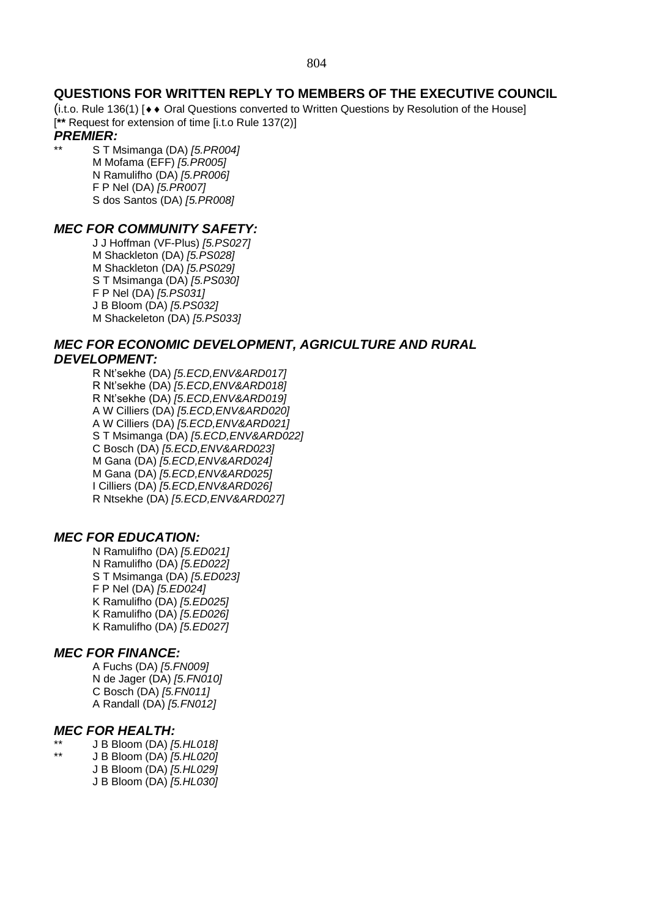## QUESTIONS FOR WRITTEN REPLY TO MEMBERS OF THE EXECUTIVE COUNCIL

(i.t.o. Rule 136(1) [♦♦ Oral Questions converted to Written Questions by Resolution of the House]
[**\*\*** Request for extension of time [i.t.o Rule 137(2)]

### *PREMIER:*

\*\* S T Msimanga (DA) *[5.PR004]*
M Mofama (EFF) *[5.PR005]*
N Ramulifho (DA) *[5.PR006]*
F P Nel (DA) *[5.PR007]*
S dos Santos (DA) *[5.PR008]*

### *MEC FOR COMMUNITY SAFETY:*

J J Hoffman (VF-Plus) *[5.PS027]*
M Shackleton (DA) *[5.PS028]*
M Shackleton (DA) *[5.PS029]*
S T Msimanga (DA) *[5.PS030]*
F P Nel (DA) *[5.PS031]*
J B Bloom (DA) *[5.PS032]*
M Shackeleton (DA) *[5.PS033]*

### *MEC FOR ECONOMIC DEVELOPMENT, AGRICULTURE AND RURAL DEVELOPMENT:*

R Nt'sekhe (DA) *[5.ECD,ENV&ARD017]*
R Nt'sekhe (DA) *[5.ECD,ENV&ARD018]*
R Nt'sekhe (DA) *[5.ECD,ENV&ARD019]*
A W Cilliers (DA) *[5.ECD,ENV&ARD020]*
A W Cilliers (DA) *[5.ECD,ENV&ARD021]*
S T Msimanga (DA) *[5.ECD,ENV&ARD022]*
C Bosch (DA) *[5.ECD,ENV&ARD023]*
M Gana (DA) *[5.ECD,ENV&ARD024]*
M Gana (DA) *[5.ECD,ENV&ARD025]*
I Cilliers (DA) *[5.ECD,ENV&ARD026]*
R Ntsekhe (DA) *[5.ECD,ENV&ARD027]*

### *MEC FOR EDUCATION:*

N Ramulifho (DA) *[5.ED021]*
N Ramulifho (DA) *[5.ED022]*
S T Msimanga (DA) *[5.ED023]*
F P Nel (DA) *[5.ED024]*
K Ramulifho (DA) *[5.ED025]*
K Ramulifho (DA) *[5.ED026]*
K Ramulifho (DA) *[5.ED027]*

### *MEC FOR FINANCE:*

A Fuchs (DA) *[5.FN009]*
N de Jager (DA) *[5.FN010]*
C Bosch (DA) *[5.FN011]*
A Randall (DA) *[5.FN012]*

### *MEC FOR HEALTH:*

\*\* J B Bloom (DA) *[5.HL018]*
\*\* J B Bloom (DA) *[5.HL020]*
J B Bloom (DA) *[5.HL029]*
J B Bloom (DA) *[5.HL030]*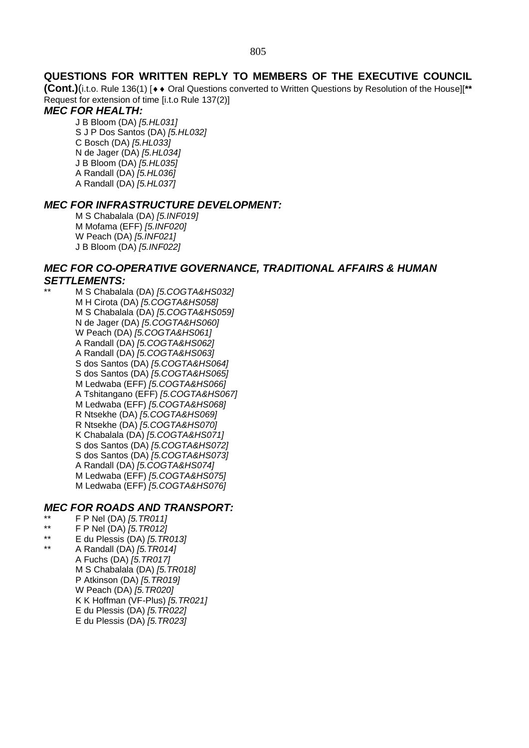## QUESTIONS FOR WRITTEN REPLY TO MEMBERS OF THE EXECUTIVE COUNCIL

**(Cont.)**(i.t.o. Rule 136(1) [♦♦ Oral Questions converted to Written Questions by Resolution of the House][**** Request for extension of time [i.t.o Rule 137(2)]

### *MEC FOR HEALTH:*

J B Bloom (DA) *[5.HL031]*
S J P Dos Santos (DA) *[5.HL032]*
C Bosch (DA) *[5.HL033]*
N de Jager (DA) *[5.HL034]*
J B Bloom (DA) *[5.HL035]*
A Randall (DA) *[5.HL036]*
A Randall (DA) *[5.HL037]*

### *MEC FOR INFRASTRUCTURE DEVELOPMENT:*

M S Chabalala (DA) *[5.INF019]*
M Mofama (EFF) *[5.INF020]*
W Peach (DA) *[5.INF021]*
J B Bloom (DA) *[5.INF022]*

### *MEC FOR CO-OPERATIVE GOVERNANCE, TRADITIONAL AFFAIRS & HUMAN SETTLEMENTS:*

** M S Chabalala (DA) *[5.COGTA&HS032]*
M H Cirota (DA) *[5.COGTA&HS058]*
M S Chabalala (DA) *[5.COGTA&HS059]*
N de Jager (DA) *[5.COGTA&HS060]*
W Peach (DA) *[5.COGTA&HS061]*
A Randall (DA) *[5.COGTA&HS062]*
A Randall (DA) *[5.COGTA&HS063]*
S dos Santos (DA) *[5.COGTA&HS064]*
S dos Santos (DA) *[5.COGTA&HS065]*
M Ledwaba (EFF) *[5.COGTA&HS066]*
A Tshitangano (EFF) *[5.COGTA&HS067]*
M Ledwaba (EFF) *[5.COGTA&HS068]*
R Ntsekhe (DA) *[5.COGTA&HS069]*
R Ntsekhe (DA) *[5.COGTA&HS070]*
K Chabalala (DA) *[5.COGTA&HS071]*
S dos Santos (DA) *[5.COGTA&HS072]*
S dos Santos (DA) *[5.COGTA&HS073]*
A Randall (DA) *[5.COGTA&HS074]*
M Ledwaba (EFF) *[5.COGTA&HS075]*
M Ledwaba (EFF) *[5.COGTA&HS076]*

### *MEC FOR ROADS AND TRANSPORT:*

** F P Nel (DA) *[5.TR011]*
** F P Nel (DA) *[5.TR012]*
** E du Plessis (DA) *[5.TR013]*
** A Randall (DA) *[5.TR014]*
A Fuchs (DA) *[5.TR017]*
M S Chabalala (DA) *[5.TR018]*
P Atkinson (DA) *[5.TR019]*
W Peach (DA) *[5.TR020]*
K K Hoffman (VF-Plus) *[5.TR021]*
E du Plessis (DA) *[5.TR022]*
E du Plessis (DA) *[5.TR023]*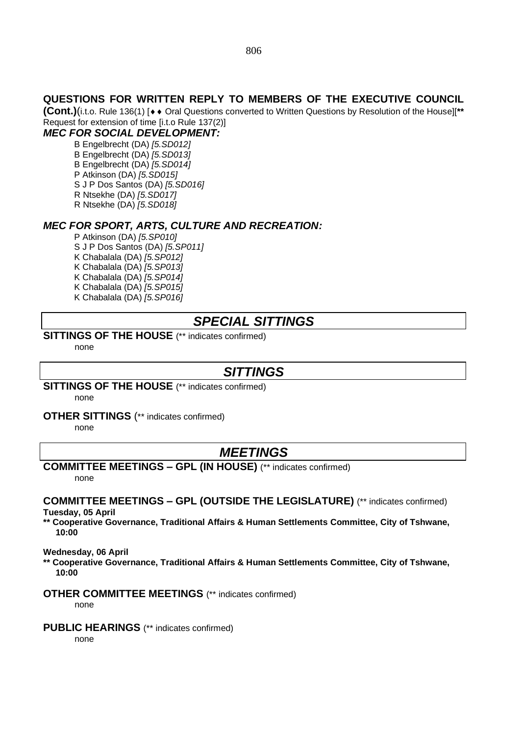## QUESTIONS FOR WRITTEN REPLY TO MEMBERS OF THE EXECUTIVE COUNCIL (Cont.)

(i.t.o. Rule 136(1) [♦♦ Oral Questions converted to Written Questions by Resolution of the House][**** Request for extension of time [i.t.o Rule 137(2)]

### *MEC FOR SOCIAL DEVELOPMENT:*

B Engelbrecht (DA) *[5.SD012]*
B Engelbrecht (DA) *[5.SD013]*
B Engelbrecht (DA) *[5.SD014]*
P Atkinson (DA) *[5.SD015]*
S J P Dos Santos (DA) *[5.SD016]*
R Ntsekhe (DA) *[5.SD017]*
R Ntsekhe (DA) *[5.SD018]*

### *MEC FOR SPORT, ARTS, CULTURE AND RECREATION:*

P Atkinson (DA) *[5.SP010]*
S J P Dos Santos (DA) *[5.SP011]*
K Chabalala (DA) *[5.SP012]*
K Chabalala (DA) *[5.SP013]*
K Chabalala (DA) *[5.SP014]*
K Chabalala (DA) *[5.SP015]*
K Chabalala (DA) *[5.SP016]*

## *SPECIAL SITTINGS*

**SITTINGS OF THE HOUSE** (** indicates confirmed)

none

## *SITTINGS*

**SITTINGS OF THE HOUSE** (** indicates confirmed)

none

**OTHER SITTINGS** (** indicates confirmed)

none

## *MEETINGS*

**COMMITTEE MEETINGS – GPL (IN HOUSE)** (** indicates confirmed)

none

**COMMITTEE MEETINGS – GPL (OUTSIDE THE LEGISLATURE)** (** indicates confirmed)

**Tuesday, 05 April**

**** Cooperative Governance, Traditional Affairs & Human Settlements Committee, City of Tshwane, 10:00**

**Wednesday, 06 April**

**** Cooperative Governance, Traditional Affairs & Human Settlements Committee, City of Tshwane, 10:00**

**OTHER COMMITTEE MEETINGS** (** indicates confirmed)

none

**PUBLIC HEARINGS** (** indicates confirmed)

none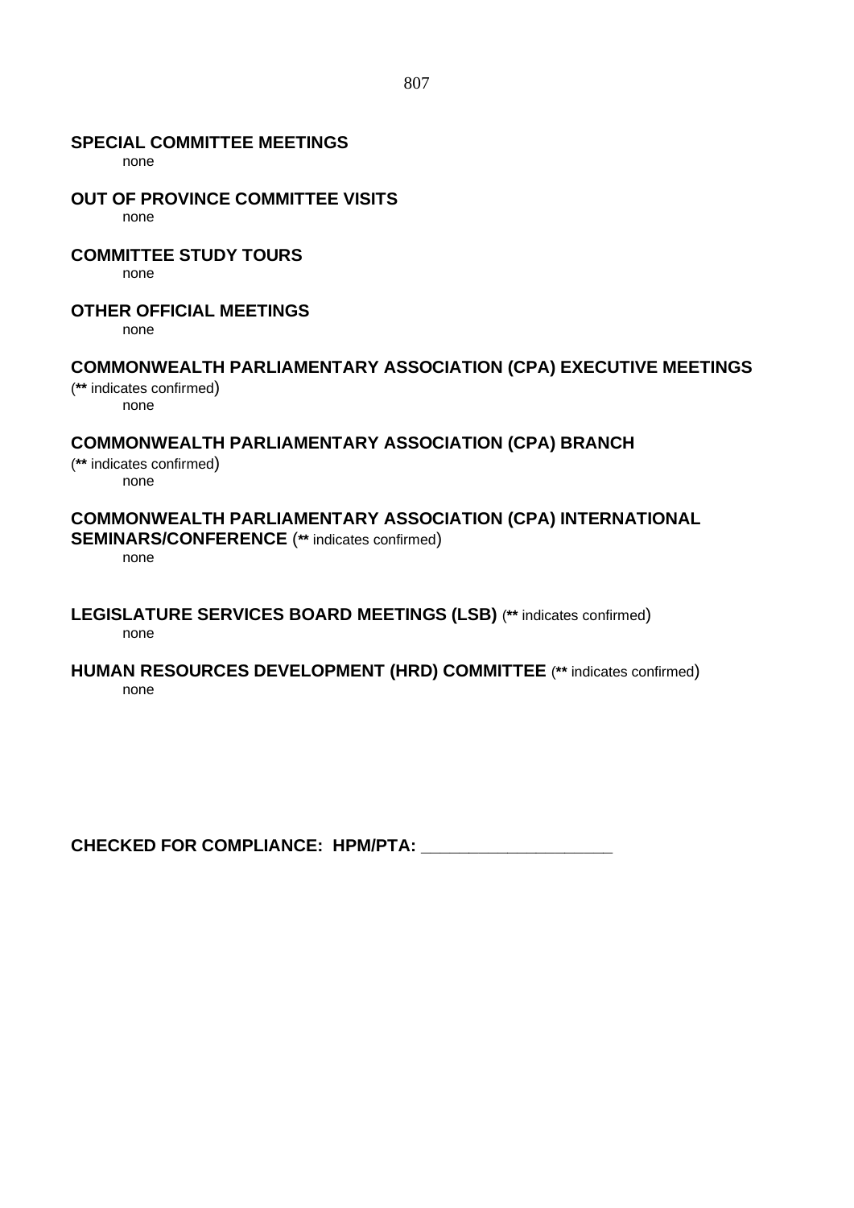## SPECIAL COMMITTEE MEETINGS

none

## OUT OF PROVINCE COMMITTEE VISITS

none

## COMMITTEE STUDY TOURS

none

## OTHER OFFICIAL MEETINGS

none

## COMMONWEALTH PARLIAMENTARY ASSOCIATION (CPA) EXECUTIVE MEETINGS

(**** indicates confirmed)

none

## COMMONWEALTH PARLIAMENTARY ASSOCIATION (CPA) BRANCH

(**** indicates confirmed)

none

## COMMONWEALTH PARLIAMENTARY ASSOCIATION (CPA) INTERNATIONAL SEMINARS/CONFERENCE (**** indicates confirmed)

none

## LEGISLATURE SERVICES BOARD MEETINGS (LSB) (**** indicates confirmed)

none

## HUMAN RESOURCES DEVELOPMENT (HRD) COMMITTEE (**** indicates confirmed)

none

**CHECKED FOR COMPLIANCE: HPM/PTA: ____________________**